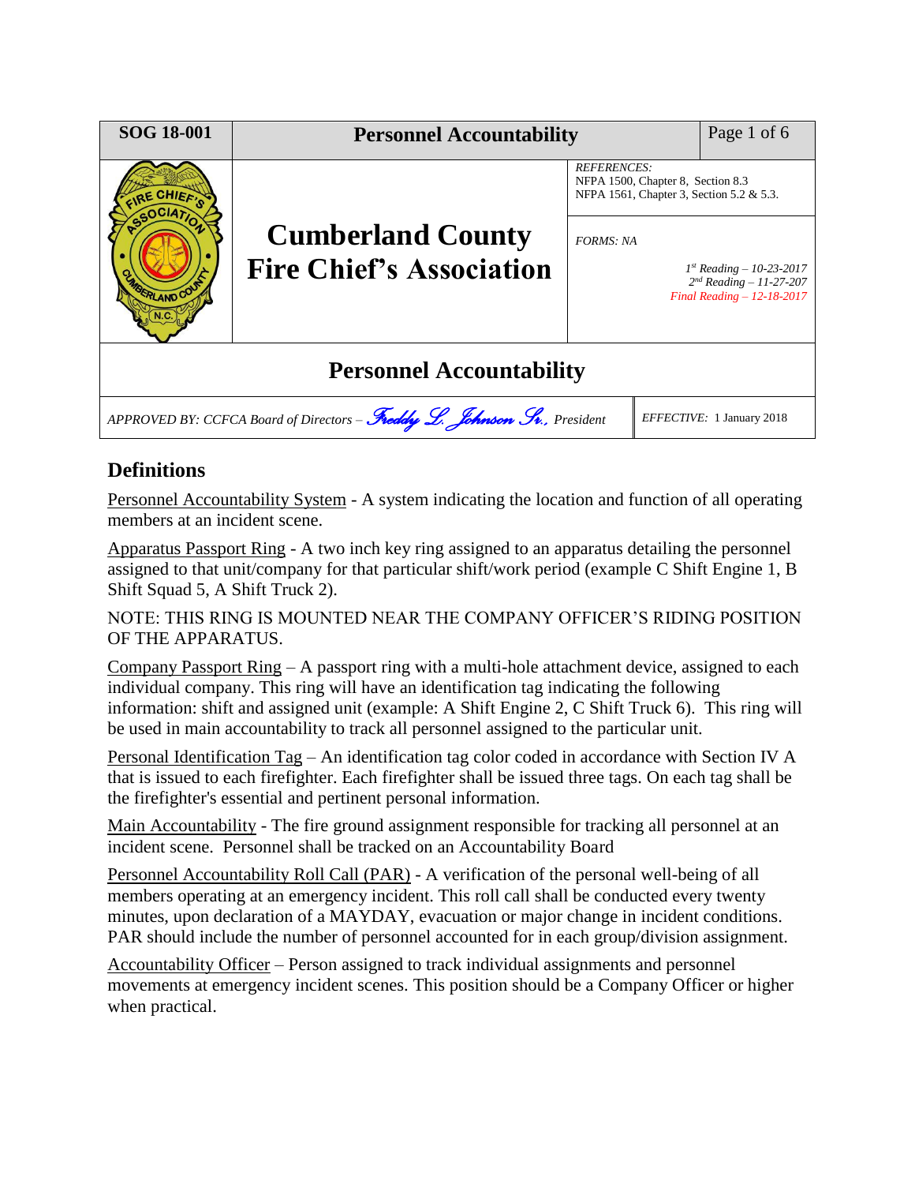| SOG 18-001 | Personnel Accountability | | |
|---|---|---|---|
| | **Cumberland County Fire Chief's Association** | *REFERENCES:* NFPA 1500, Chapter 8, Section 8.3 NFPA 1561, Chapter 3, Section 5.2 & 5.3. | |
| | | *FORMS: NA* *1st Reading – 10-23-2017* *2nd Reading – 11-27-207* *Final Reading – 12-18-2017* | |

# Personnel Accountability

*APPROVED BY: CCFCA Board of Directors – Freddy L. Johnson Sr., President* | *EFFECTIVE:* 1 January 2018

## Definitions

Personnel Accountability System - A system indicating the location and function of all operating members at an incident scene.

Apparatus Passport Ring - A two inch key ring assigned to an apparatus detailing the personnel assigned to that unit/company for that particular shift/work period (example C Shift Engine 1, B Shift Squad 5, A Shift Truck 2).

NOTE: THIS RING IS MOUNTED NEAR THE COMPANY OFFICER'S RIDING POSITION OF THE APPARATUS.

Company Passport Ring – A passport ring with a multi-hole attachment device, assigned to each individual company. This ring will have an identification tag indicating the following information: shift and assigned unit (example: A Shift Engine 2, C Shift Truck 6). This ring will be used in main accountability to track all personnel assigned to the particular unit.

Personal Identification Tag – An identification tag color coded in accordance with Section IV A that is issued to each firefighter. Each firefighter shall be issued three tags. On each tag shall be the firefighter's essential and pertinent personal information.

Main Accountability - The fire ground assignment responsible for tracking all personnel at an incident scene. Personnel shall be tracked on an Accountability Board

Personnel Accountability Roll Call (PAR) - A verification of the personal well-being of all members operating at an emergency incident. This roll call shall be conducted every twenty minutes, upon declaration of a MAYDAY, evacuation or major change in incident conditions. PAR should include the number of personnel accounted for in each group/division assignment.

Accountability Officer – Person assigned to track individual assignments and personnel movements at emergency incident scenes. This position should be a Company Officer or higher when practical.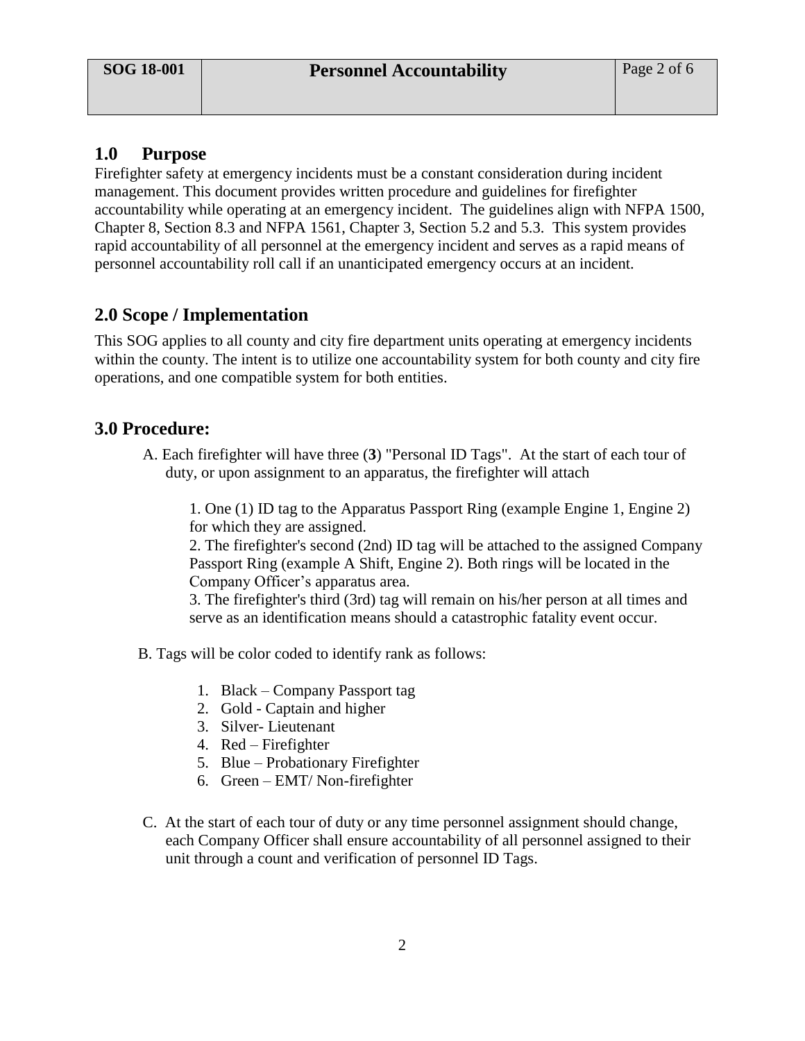## 1.0 Purpose

Firefighter safety at emergency incidents must be a constant consideration during incident management. This document provides written procedure and guidelines for firefighter accountability while operating at an emergency incident. The guidelines align with NFPA 1500, Chapter 8, Section 8.3 and NFPA 1561, Chapter 3, Section 5.2 and 5.3. This system provides rapid accountability of all personnel at the emergency incident and serves as a rapid means of personnel accountability roll call if an unanticipated emergency occurs at an incident.

## 2.0 Scope / Implementation

This SOG applies to all county and city fire department units operating at emergency incidents within the county. The intent is to utilize one accountability system for both county and city fire operations, and one compatible system for both entities.

## 3.0 Procedure:

A. Each firefighter will have three (**3**) "Personal ID Tags". At the start of each tour of duty, or upon assignment to an apparatus, the firefighter will attach

1. One (1) ID tag to the Apparatus Passport Ring (example Engine 1, Engine 2) for which they are assigned.
2. The firefighter's second (2nd) ID tag will be attached to the assigned Company Passport Ring (example A Shift, Engine 2). Both rings will be located in the Company Officer's apparatus area.
3. The firefighter's third (3rd) tag will remain on his/her person at all times and serve as an identification means should a catastrophic fatality event occur.

B. Tags will be color coded to identify rank as follows:

1. Black – Company Passport tag
2. Gold - Captain and higher
3. Silver- Lieutenant
4. Red – Firefighter
5. Blue – Probationary Firefighter
6. Green – EMT/ Non-firefighter

C. At the start of each tour of duty or any time personnel assignment should change, each Company Officer shall ensure accountability of all personnel assigned to their unit through a count and verification of personnel ID Tags.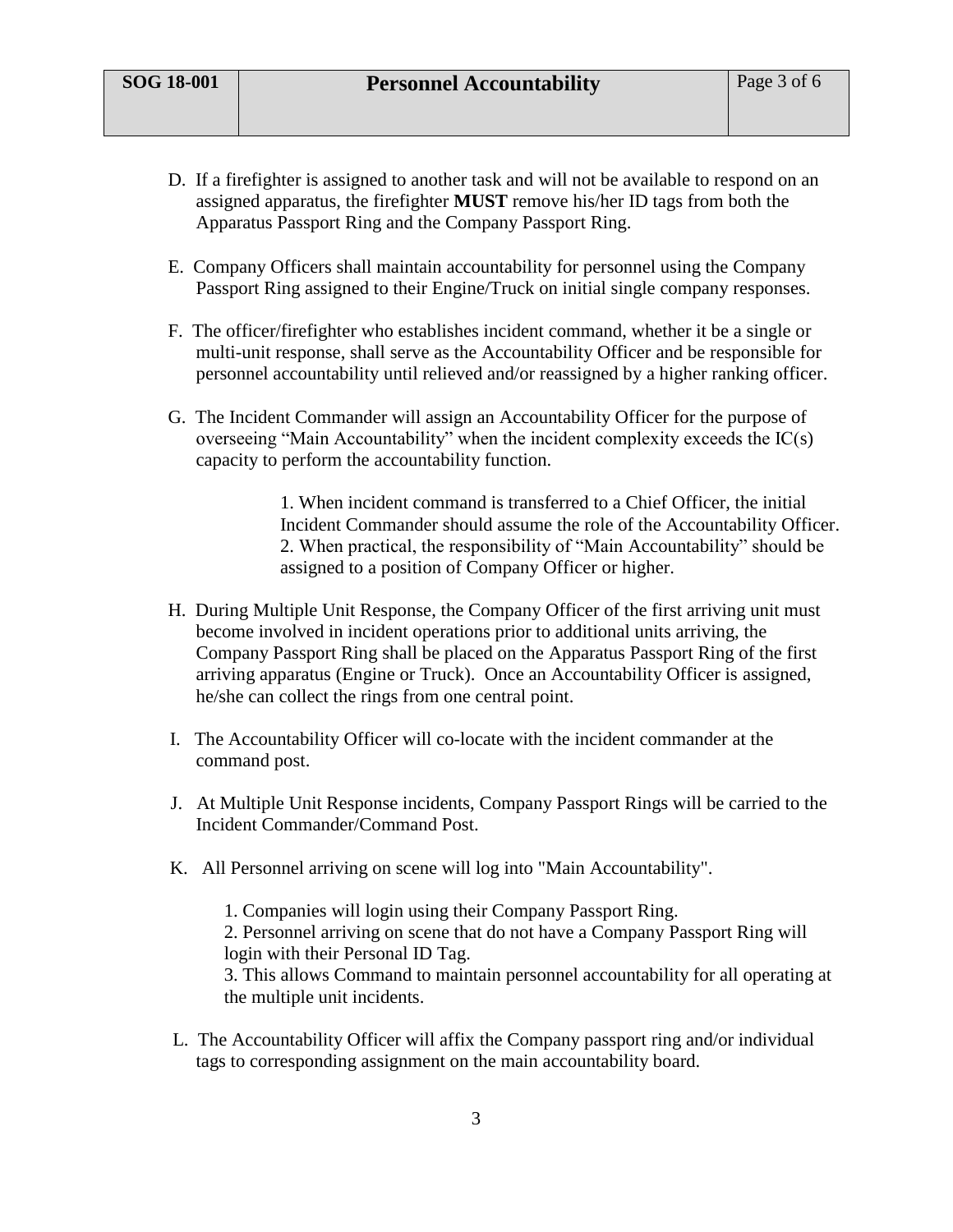D. If a firefighter is assigned to another task and will not be available to respond on an assigned apparatus, the firefighter **MUST** remove his/her ID tags from both the Apparatus Passport Ring and the Company Passport Ring.

E. Company Officers shall maintain accountability for personnel using the Company Passport Ring assigned to their Engine/Truck on initial single company responses.

F. The officer/firefighter who establishes incident command, whether it be a single or multi-unit response, shall serve as the Accountability Officer and be responsible for personnel accountability until relieved and/or reassigned by a higher ranking officer.

G. The Incident Commander will assign an Accountability Officer for the purpose of overseeing "Main Accountability" when the incident complexity exceeds the IC(s) capacity to perform the accountability function.

1. When incident command is transferred to a Chief Officer, the initial Incident Commander should assume the role of the Accountability Officer.
2. When practical, the responsibility of "Main Accountability" should be assigned to a position of Company Officer or higher.

H. During Multiple Unit Response, the Company Officer of the first arriving unit must become involved in incident operations prior to additional units arriving, the Company Passport Ring shall be placed on the Apparatus Passport Ring of the first arriving apparatus (Engine or Truck). Once an Accountability Officer is assigned, he/she can collect the rings from one central point.

I. The Accountability Officer will co-locate with the incident commander at the command post.

J. At Multiple Unit Response incidents, Company Passport Rings will be carried to the Incident Commander/Command Post.

K. All Personnel arriving on scene will log into "Main Accountability".

1. Companies will login using their Company Passport Ring.
2. Personnel arriving on scene that do not have a Company Passport Ring will login with their Personal ID Tag.
3. This allows Command to maintain personnel accountability for all operating at the multiple unit incidents.

L. The Accountability Officer will affix the Company passport ring and/or individual tags to corresponding assignment on the main accountability board.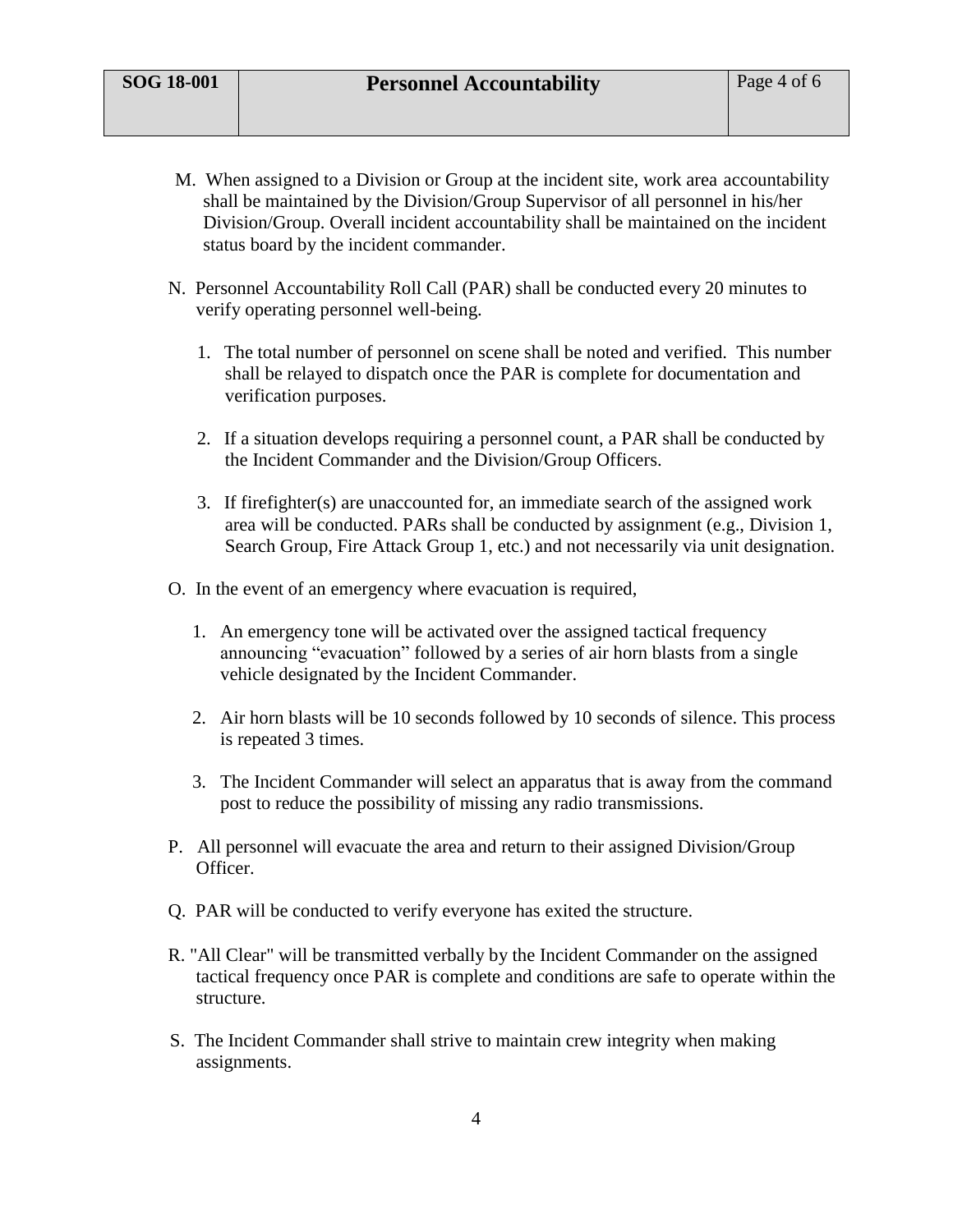M. When assigned to a Division or Group at the incident site, work area accountability shall be maintained by the Division/Group Supervisor of all personnel in his/her Division/Group. Overall incident accountability shall be maintained on the incident status board by the incident commander.

N. Personnel Accountability Roll Call (PAR) shall be conducted every 20 minutes to verify operating personnel well-being.

1. The total number of personnel on scene shall be noted and verified. This number shall be relayed to dispatch once the PAR is complete for documentation and verification purposes.

2. If a situation develops requiring a personnel count, a PAR shall be conducted by the Incident Commander and the Division/Group Officers.

3. If firefighter(s) are unaccounted for, an immediate search of the assigned work area will be conducted. PARs shall be conducted by assignment (e.g., Division 1, Search Group, Fire Attack Group 1, etc.) and not necessarily via unit designation.

O. In the event of an emergency where evacuation is required,

1. An emergency tone will be activated over the assigned tactical frequency announcing "evacuation" followed by a series of air horn blasts from a single vehicle designated by the Incident Commander.

2. Air horn blasts will be 10 seconds followed by 10 seconds of silence. This process is repeated 3 times.

3. The Incident Commander will select an apparatus that is away from the command post to reduce the possibility of missing any radio transmissions.

P. All personnel will evacuate the area and return to their assigned Division/Group Officer.

Q. PAR will be conducted to verify everyone has exited the structure.

R. "All Clear" will be transmitted verbally by the Incident Commander on the assigned tactical frequency once PAR is complete and conditions are safe to operate within the structure.

S. The Incident Commander shall strive to maintain crew integrity when making assignments.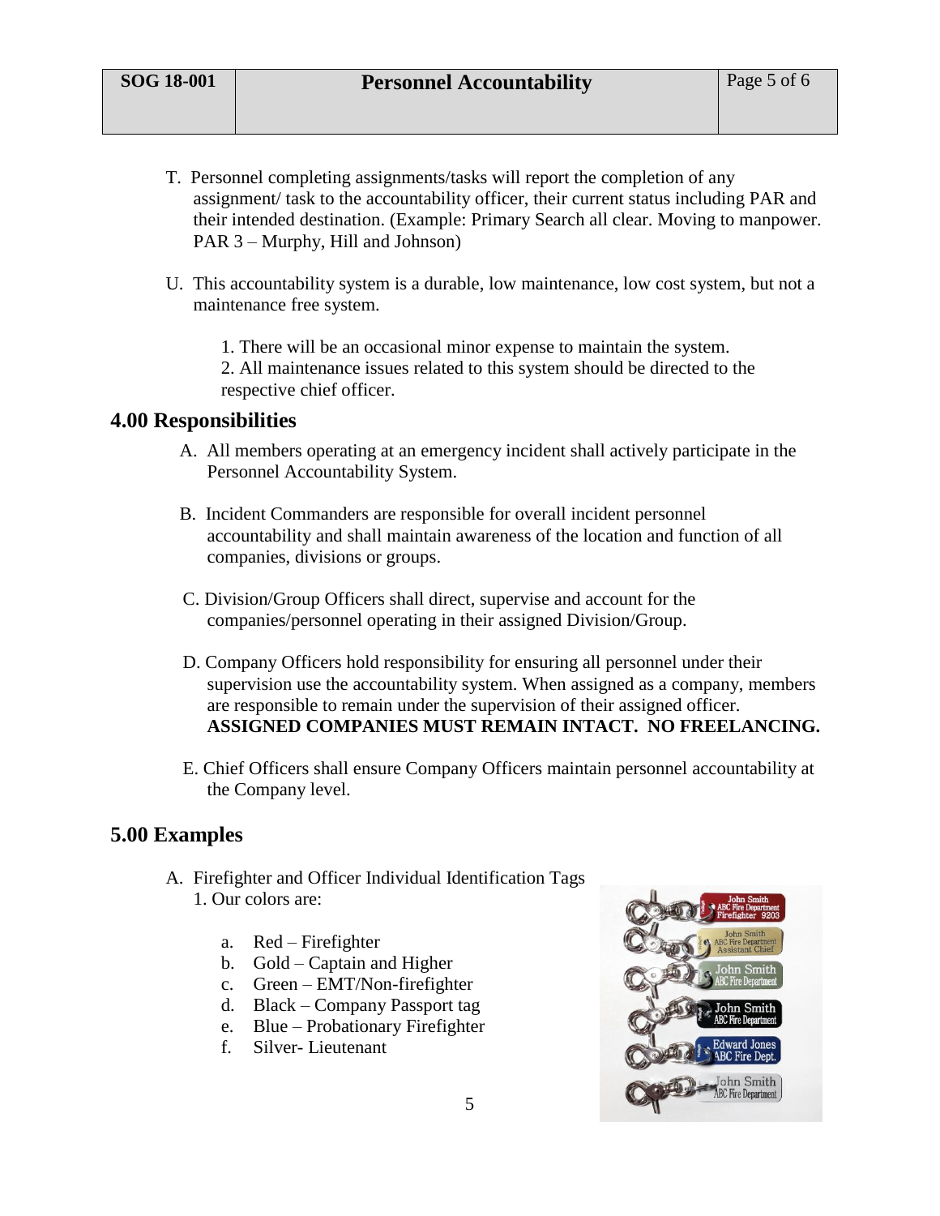T. Personnel completing assignments/tasks will report the completion of any assignment/ task to the accountability officer, their current status including PAR and their intended destination. (Example: Primary Search all clear. Moving to manpower. PAR 3 – Murphy, Hill and Johnson)

U. This accountability system is a durable, low maintenance, low cost system, but not a maintenance free system.

1. There will be an occasional minor expense to maintain the system.
2. All maintenance issues related to this system should be directed to the respective chief officer.

## 4.00 Responsibilities

A. All members operating at an emergency incident shall actively participate in the Personnel Accountability System.

B. Incident Commanders are responsible for overall incident personnel accountability and shall maintain awareness of the location and function of all companies, divisions or groups.

C. Division/Group Officers shall direct, supervise and account for the companies/personnel operating in their assigned Division/Group.

D. Company Officers hold responsibility for ensuring all personnel under their supervision use the accountability system. When assigned as a company, members are responsible to remain under the supervision of their assigned officer. **ASSIGNED COMPANIES MUST REMAIN INTACT. NO FREELANCING.**

E. Chief Officers shall ensure Company Officers maintain personnel accountability at the Company level.

## 5.00 Examples

A. Firefighter and Officer Individual Identification Tags

1. Our colors are:

   a. Red – Firefighter
   b. Gold – Captain and Higher
   c. Green – EMT/Non-firefighter
   d. Black – Company Passport tag
   e. Blue – Probationary Firefighter
   f. Silver- Lieutenant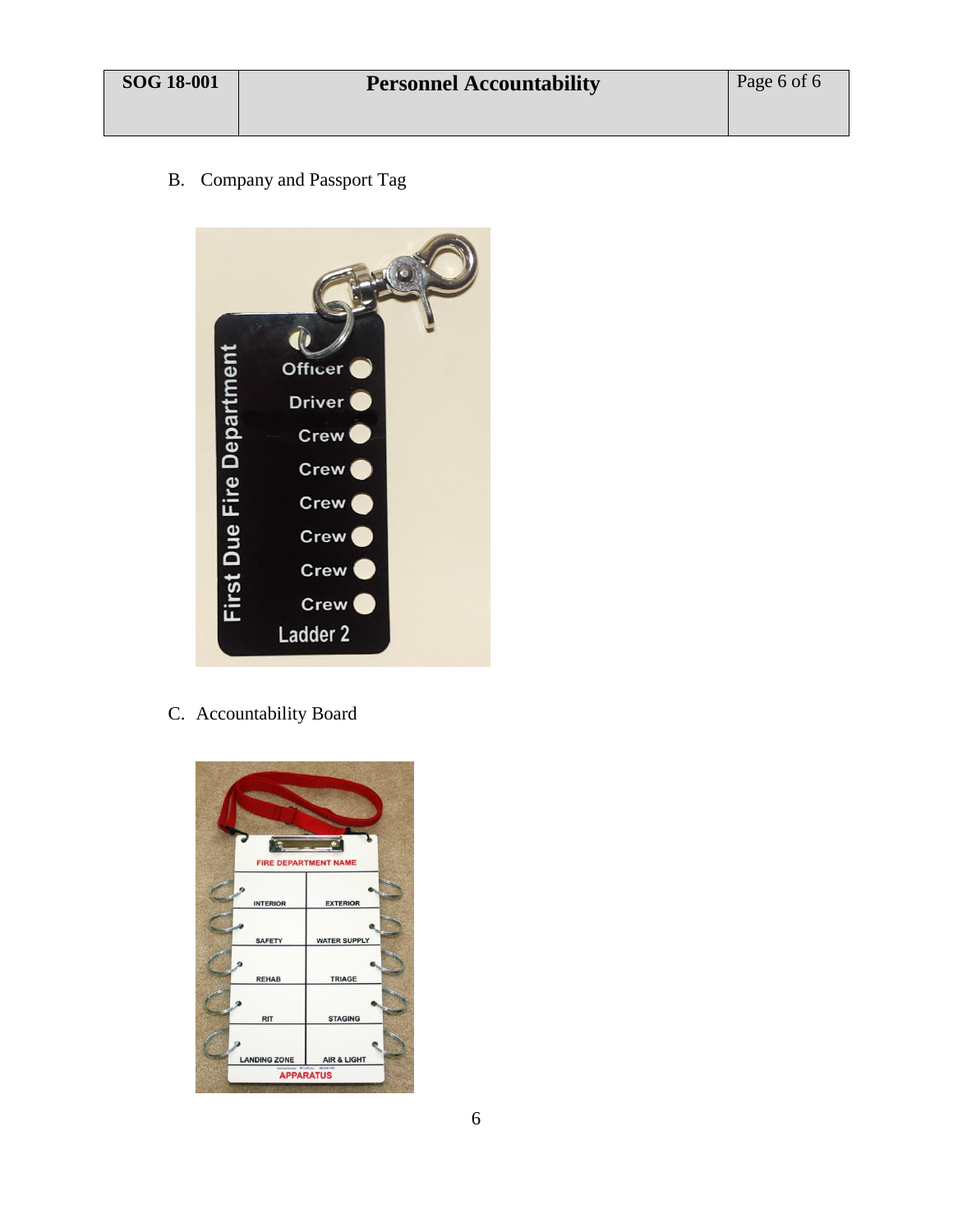B. Company and Passport Tag

C. Accountability Board